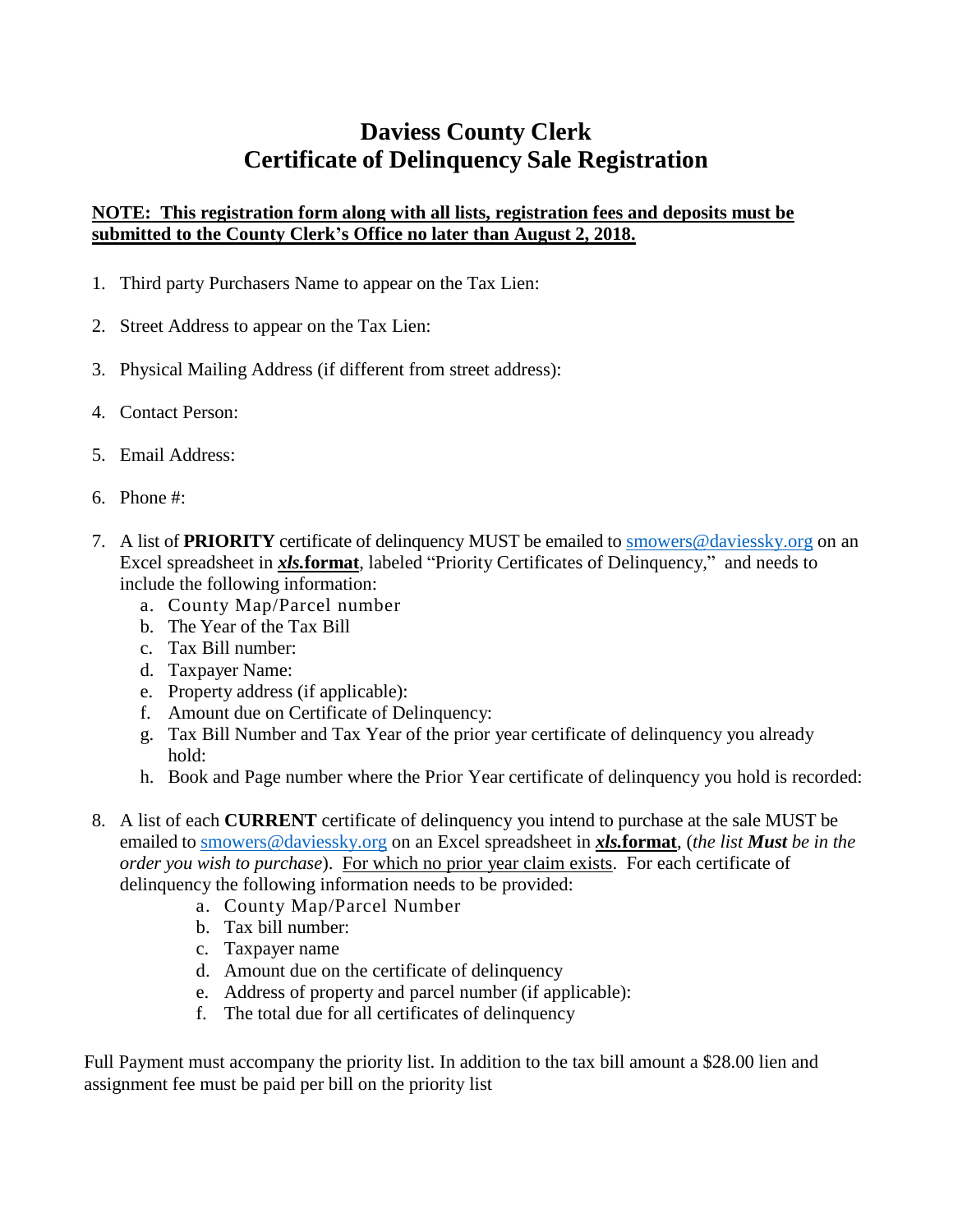# Daviess County Clerk
# Certificate of Delinquency Sale Registration

**NOTE: This registration form along with all lists, registration fees and deposits must be submitted to the County Clerk's Office no later than August 2, 2018.**

1. Third party Purchasers Name to appear on the Tax Lien:
2. Street Address to appear on the Tax Lien:
3. Physical Mailing Address (if different from street address):
4. Contact Person:
5. Email Address:
6. Phone #:
7. A list of **PRIORITY** certificate of delinquency MUST be emailed to smowers@daviessky.org on an Excel spreadsheet in ***xls*.format**, labeled "Priority Certificates of Delinquency," and needs to include the following information:
   a. County Map/Parcel number
   b. The Year of the Tax Bill
   c. Tax Bill number:
   d. Taxpayer Name:
   e. Property address (if applicable):
   f. Amount due on Certificate of Delinquency:
   g. Tax Bill Number and Tax Year of the prior year certificate of delinquency you already hold:
   h. Book and Page number where the Prior Year certificate of delinquency you hold is recorded:
8. A list of each **CURRENT** certificate of delinquency you intend to purchase at the sale MUST be emailed to smowers@daviessky.org on an Excel spreadsheet in ***xls*.format**, (*the list **Must** be in the order you wish to purchase*). For which no prior year claim exists. For each certificate of delinquency the following information needs to be provided:
   a. County Map/Parcel Number
   b. Tax bill number:
   c. Taxpayer name
   d. Amount due on the certificate of delinquency
   e. Address of property and parcel number (if applicable):
   f. The total due for all certificates of delinquency

Full Payment must accompany the priority list. In addition to the tax bill amount a $28.00 lien and assignment fee must be paid per bill on the priority list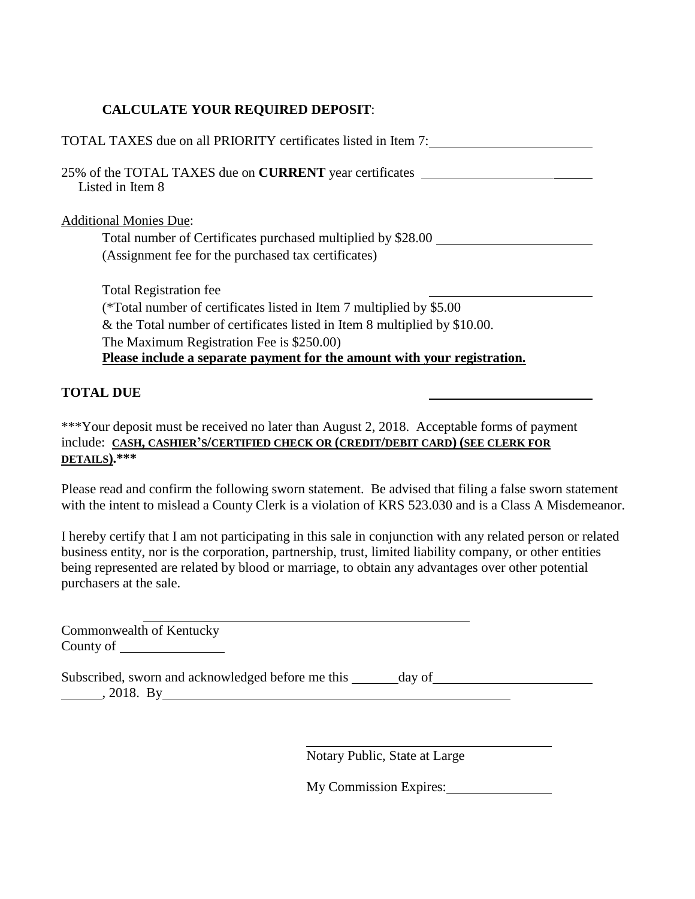**CALCULATE YOUR REQUIRED DEPOSIT**:

TOTAL TAXES due on all PRIORITY certificates listed in Item 7: ________________________

25% of the TOTAL TAXES due on **CURRENT** year certificates ________________________
Listed in Item 8

Additional Monies Due:

Total number of Certificates purchased multiplied by $28.00 ________________________
(Assignment fee for the purchased tax certificates)

Total Registration fee ________________________
(*Total number of certificates listed in Item 7 multiplied by $5.00
& the Total number of certificates listed in Item 8 multiplied by $10.00.
The Maximum Registration Fee is $250.00)
**Please include a separate payment for the amount with your registration.**

**TOTAL DUE** ________________________

***Your deposit must be received no later than August 2, 2018. Acceptable forms of payment include: **CASH, CASHIER'S/CERTIFIED CHECK OR (CREDIT/DEBIT CARD) (SEE CLERK FOR DETAILS).*****

Please read and confirm the following sworn statement. Be advised that filing a false sworn statement with the intent to mislead a County Clerk is a violation of KRS 523.030 and is a Class A Misdemeanor.

I hereby certify that I am not participating in this sale in conjunction with any related person or related business entity, nor is the corporation, partnership, trust, limited liability company, or other entities being represented are related by blood or marriage, to obtain any advantages over other potential purchasers at the sale.

________________________________________

Commonwealth of Kentucky
County of ________________

Subscribed, sworn and acknowledged before me this _______ day of ________________________
______, 2018. By ________________________________________

________________________________________
Notary Public, State at Large

My Commission Expires: ________________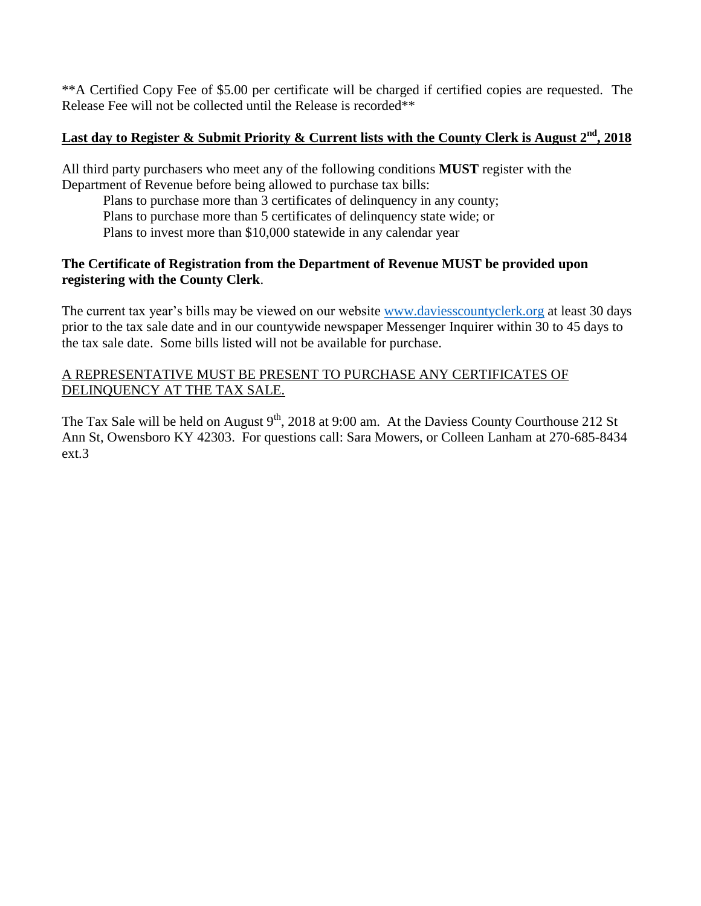**A Certified Copy Fee of $5.00 per certificate will be charged if certified copies are requested. The Release Fee will not be collected until the Release is recorded**

**Last day to Register & Submit Priority & Current lists with the County Clerk is August 2nd, 2018**

All third party purchasers who meet any of the following conditions **MUST** register with the Department of Revenue before being allowed to purchase tax bills:

Plans to purchase more than 3 certificates of delinquency in any county;
Plans to purchase more than 5 certificates of delinquency state wide; or
Plans to invest more than $10,000 statewide in any calendar year

**The Certificate of Registration from the Department of Revenue MUST be provided upon registering with the County Clerk**.

The current tax year's bills may be viewed on our website www.daviesscountyclerk.org at least 30 days prior to the tax sale date and in our countywide newspaper Messenger Inquirer within 30 to 45 days to the tax sale date. Some bills listed will not be available for purchase.

A REPRESENTATIVE MUST BE PRESENT TO PURCHASE ANY CERTIFICATES OF DELINQUENCY AT THE TAX SALE.

The Tax Sale will be held on August 9th, 2018 at 9:00 am. At the Daviess County Courthouse 212 St Ann St, Owensboro KY 42303. For questions call: Sara Mowers, or Colleen Lanham at 270-685-8434 ext.3